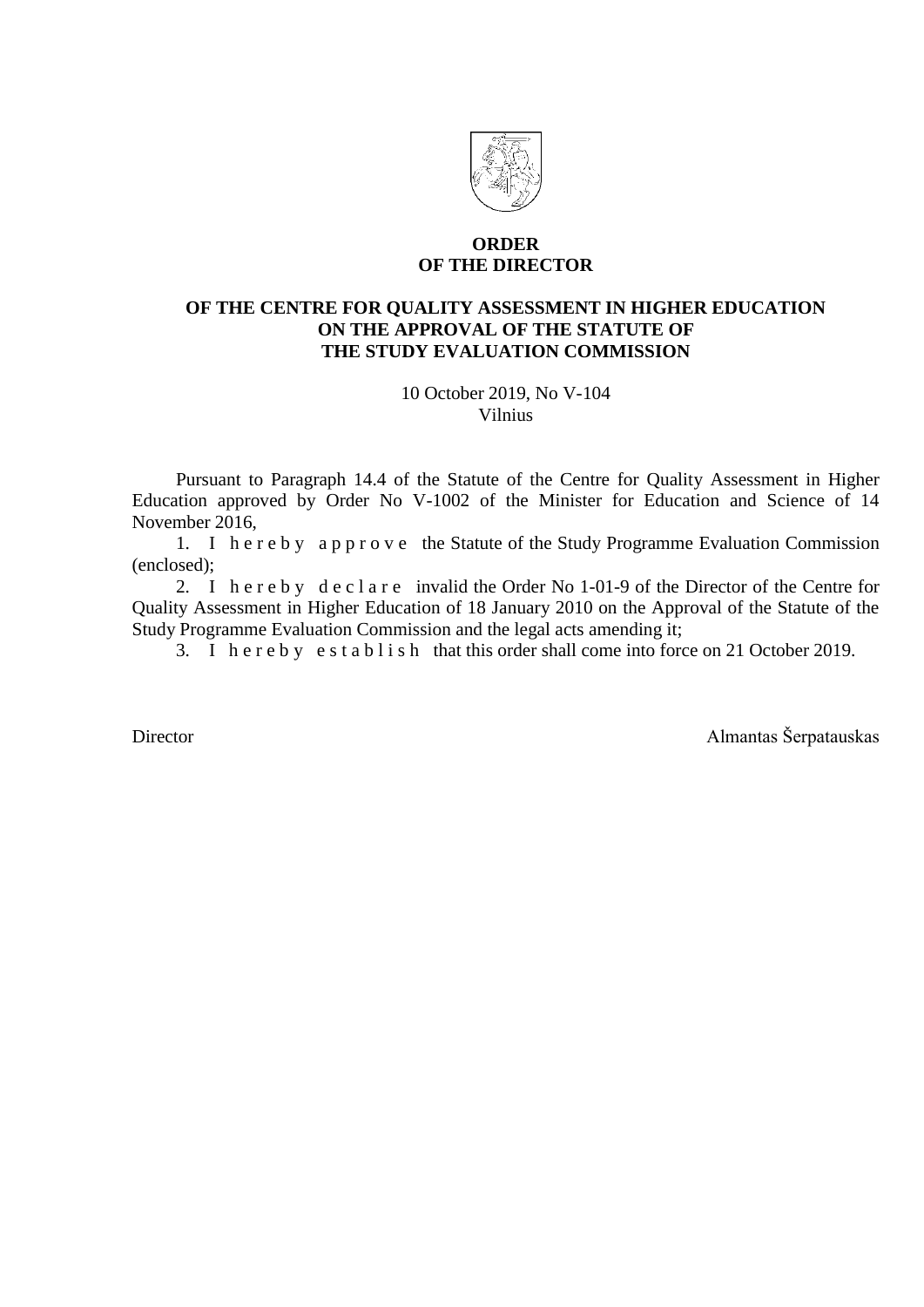# ORDER
# OF THE DIRECTOR

## OF THE CENTRE FOR QUALITY ASSESSMENT IN HIGHER EDUCATION ON THE APPROVAL OF THE STATUTE OF THE STUDY EVALUATION COMMISSION

10 October 2019, No V-104
Vilnius

Pursuant to Paragraph 14.4 of the Statute of the Centre for Quality Assessment in Higher Education approved by Order No V-1002 of the Minister for Education and Science of 14 November 2016,

1. I h e r e b y a p p r o v e the Statute of the Study Programme Evaluation Commission (enclosed);
2. I h e r e b y d e c l a r e invalid the Order No 1-01-9 of the Director of the Centre for Quality Assessment in Higher Education of 18 January 2010 on the Approval of the Statute of the Study Programme Evaluation Commission and the legal acts amending it;
3. I h e r e b y e s t a b l i s h that this order shall come into force on 21 October 2019.

Director Almantas Šerpatauskas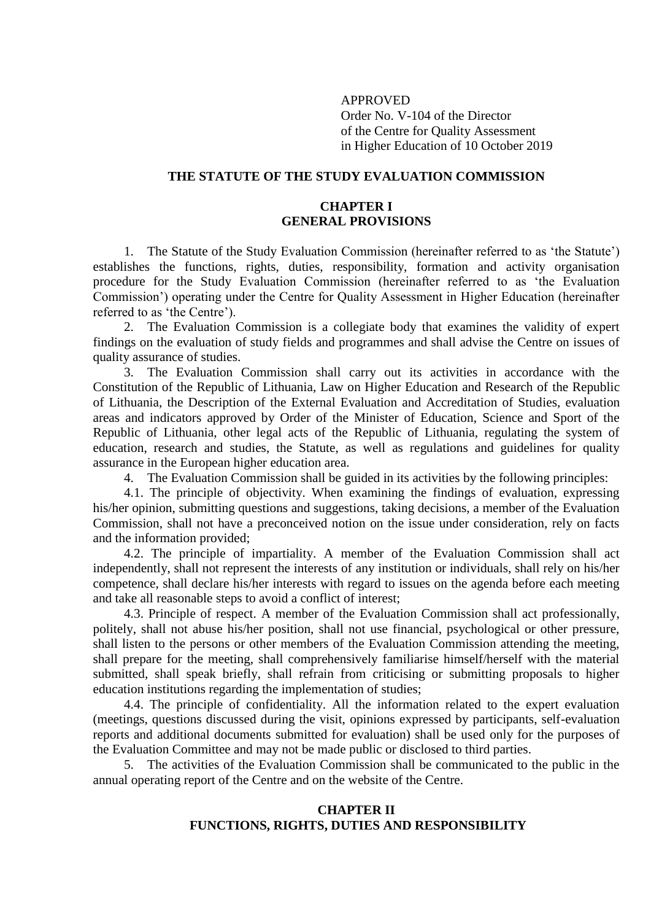APPROVED
Order No. V-104 of the Director
of the Centre for Quality Assessment
in Higher Education of 10 October 2019

# THE STATUTE OF THE STUDY EVALUATION COMMISSION

## CHAPTER I
## GENERAL PROVISIONS

1. The Statute of the Study Evaluation Commission (hereinafter referred to as 'the Statute') establishes the functions, rights, duties, responsibility, formation and activity organisation procedure for the Study Evaluation Commission (hereinafter referred to as 'the Evaluation Commission') operating under the Centre for Quality Assessment in Higher Education (hereinafter referred to as 'the Centre').

2. The Evaluation Commission is a collegiate body that examines the validity of expert findings on the evaluation of study fields and programmes and shall advise the Centre on issues of quality assurance of studies.

3. The Evaluation Commission shall carry out its activities in accordance with the Constitution of the Republic of Lithuania, Law on Higher Education and Research of the Republic of Lithuania, the Description of the External Evaluation and Accreditation of Studies, evaluation areas and indicators approved by Order of the Minister of Education, Science and Sport of the Republic of Lithuania, other legal acts of the Republic of Lithuania, regulating the system of education, research and studies, the Statute, as well as regulations and guidelines for quality assurance in the European higher education area.

4. The Evaluation Commission shall be guided in its activities by the following principles:

4.1. The principle of objectivity. When examining the findings of evaluation, expressing his/her opinion, submitting questions and suggestions, taking decisions, a member of the Evaluation Commission, shall not have a preconceived notion on the issue under consideration, rely on facts and the information provided;

4.2. The principle of impartiality. A member of the Evaluation Commission shall act independently, shall not represent the interests of any institution or individuals, shall rely on his/her competence, shall declare his/her interests with regard to issues on the agenda before each meeting and take all reasonable steps to avoid a conflict of interest;

4.3. Principle of respect. A member of the Evaluation Commission shall act professionally, politely, shall not abuse his/her position, shall not use financial, psychological or other pressure, shall listen to the persons or other members of the Evaluation Commission attending the meeting, shall prepare for the meeting, shall comprehensively familiarise himself/herself with the material submitted, shall speak briefly, shall refrain from criticising or submitting proposals to higher education institutions regarding the implementation of studies;

4.4. The principle of confidentiality. All the information related to the expert evaluation (meetings, questions discussed during the visit, opinions expressed by participants, self-evaluation reports and additional documents submitted for evaluation) shall be used only for the purposes of the Evaluation Committee and may not be made public or disclosed to third parties.

5. The activities of the Evaluation Commission shall be communicated to the public in the annual operating report of the Centre and on the website of the Centre.

## CHAPTER II
## FUNCTIONS, RIGHTS, DUTIES AND RESPONSIBILITY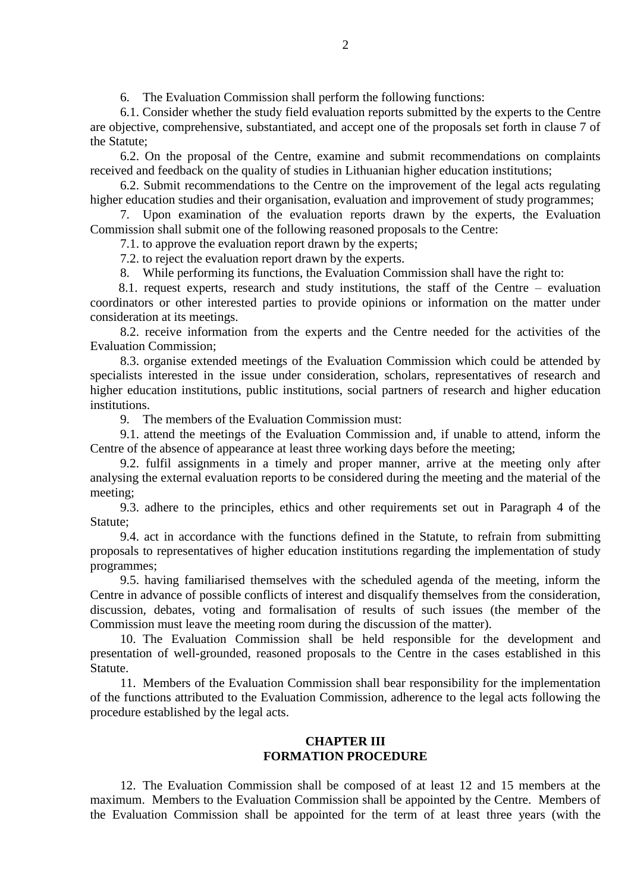6. The Evaluation Commission shall perform the following functions:

6.1. Consider whether the study field evaluation reports submitted by the experts to the Centre are objective, comprehensive, substantiated, and accept one of the proposals set forth in clause 7 of the Statute;

6.2. On the proposal of the Centre, examine and submit recommendations on complaints received and feedback on the quality of studies in Lithuanian higher education institutions;

6.2. Submit recommendations to the Centre on the improvement of the legal acts regulating higher education studies and their organisation, evaluation and improvement of study programmes;

7. Upon examination of the evaluation reports drawn by the experts, the Evaluation Commission shall submit one of the following reasoned proposals to the Centre:

7.1. to approve the evaluation report drawn by the experts;

7.2. to reject the evaluation report drawn by the experts.

8. While performing its functions, the Evaluation Commission shall have the right to:

8.1. request experts, research and study institutions, the staff of the Centre – evaluation coordinators or other interested parties to provide opinions or information on the matter under consideration at its meetings.

8.2. receive information from the experts and the Centre needed for the activities of the Evaluation Commission;

8.3. organise extended meetings of the Evaluation Commission which could be attended by specialists interested in the issue under consideration, scholars, representatives of research and higher education institutions, public institutions, social partners of research and higher education institutions.

9. The members of the Evaluation Commission must:

9.1. attend the meetings of the Evaluation Commission and, if unable to attend, inform the Centre of the absence of appearance at least three working days before the meeting;

9.2. fulfil assignments in a timely and proper manner, arrive at the meeting only after analysing the external evaluation reports to be considered during the meeting and the material of the meeting;

9.3. adhere to the principles, ethics and other requirements set out in Paragraph 4 of the Statute;

9.4. act in accordance with the functions defined in the Statute, to refrain from submitting proposals to representatives of higher education institutions regarding the implementation of study programmes;

9.5. having familiarised themselves with the scheduled agenda of the meeting, inform the Centre in advance of possible conflicts of interest and disqualify themselves from the consideration, discussion, debates, voting and formalisation of results of such issues (the member of the Commission must leave the meeting room during the discussion of the matter).

10. The Evaluation Commission shall be held responsible for the development and presentation of well-grounded, reasoned proposals to the Centre in the cases established in this Statute.

11. Members of the Evaluation Commission shall bear responsibility for the implementation of the functions attributed to the Evaluation Commission, adherence to the legal acts following the procedure established by the legal acts.

## CHAPTER III
## FORMATION PROCEDURE

12. The Evaluation Commission shall be composed of at least 12 and 15 members at the maximum. Members to the Evaluation Commission shall be appointed by the Centre. Members of the Evaluation Commission shall be appointed for the term of at least three years (with the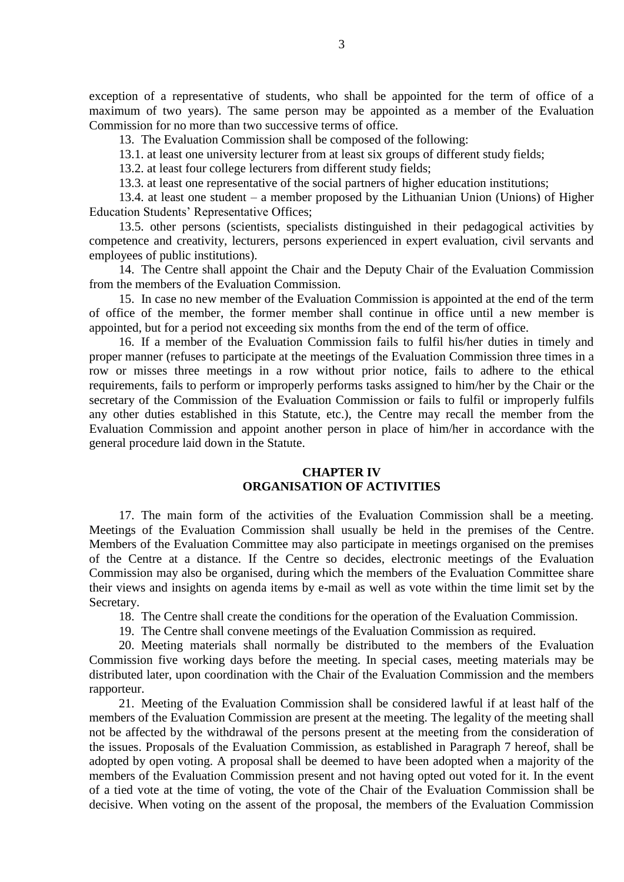exception of a representative of students, who shall be appointed for the term of office of a maximum of two years). The same person may be appointed as a member of the Evaluation Commission for no more than two successive terms of office.

13. The Evaluation Commission shall be composed of the following:

13.1. at least one university lecturer from at least six groups of different study fields;

13.2. at least four college lecturers from different study fields;

13.3. at least one representative of the social partners of higher education institutions;

13.4. at least one student – a member proposed by the Lithuanian Union (Unions) of Higher Education Students' Representative Offices;

13.5. other persons (scientists, specialists distinguished in their pedagogical activities by competence and creativity, lecturers, persons experienced in expert evaluation, civil servants and employees of public institutions).

14. The Centre shall appoint the Chair and the Deputy Chair of the Evaluation Commission from the members of the Evaluation Commission.

15. In case no new member of the Evaluation Commission is appointed at the end of the term of office of the member, the former member shall continue in office until a new member is appointed, but for a period not exceeding six months from the end of the term of office.

16. If a member of the Evaluation Commission fails to fulfil his/her duties in timely and proper manner (refuses to participate at the meetings of the Evaluation Commission three times in a row or misses three meetings in a row without prior notice, fails to adhere to the ethical requirements, fails to perform or improperly performs tasks assigned to him/her by the Chair or the secretary of the Commission of the Evaluation Commission or fails to fulfil or improperly fulfils any other duties established in this Statute, etc.), the Centre may recall the member from the Evaluation Commission and appoint another person in place of him/her in accordance with the general procedure laid down in the Statute.

## CHAPTER IV
## ORGANISATION OF ACTIVITIES

17. The main form of the activities of the Evaluation Commission shall be a meeting. Meetings of the Evaluation Commission shall usually be held in the premises of the Centre. Members of the Evaluation Committee may also participate in meetings organised on the premises of the Centre at a distance. If the Centre so decides, electronic meetings of the Evaluation Commission may also be organised, during which the members of the Evaluation Committee share their views and insights on agenda items by e-mail as well as vote within the time limit set by the Secretary.

18. The Centre shall create the conditions for the operation of the Evaluation Commission.

19. The Centre shall convene meetings of the Evaluation Commission as required.

20. Meeting materials shall normally be distributed to the members of the Evaluation Commission five working days before the meeting. In special cases, meeting materials may be distributed later, upon coordination with the Chair of the Evaluation Commission and the members rapporteur.

21. Meeting of the Evaluation Commission shall be considered lawful if at least half of the members of the Evaluation Commission are present at the meeting. The legality of the meeting shall not be affected by the withdrawal of the persons present at the meeting from the consideration of the issues. Proposals of the Evaluation Commission, as established in Paragraph 7 hereof, shall be adopted by open voting. A proposal shall be deemed to have been adopted when a majority of the members of the Evaluation Commission present and not having opted out voted for it. In the event of a tied vote at the time of voting, the vote of the Chair of the Evaluation Commission shall be decisive. When voting on the assent of the proposal, the members of the Evaluation Commission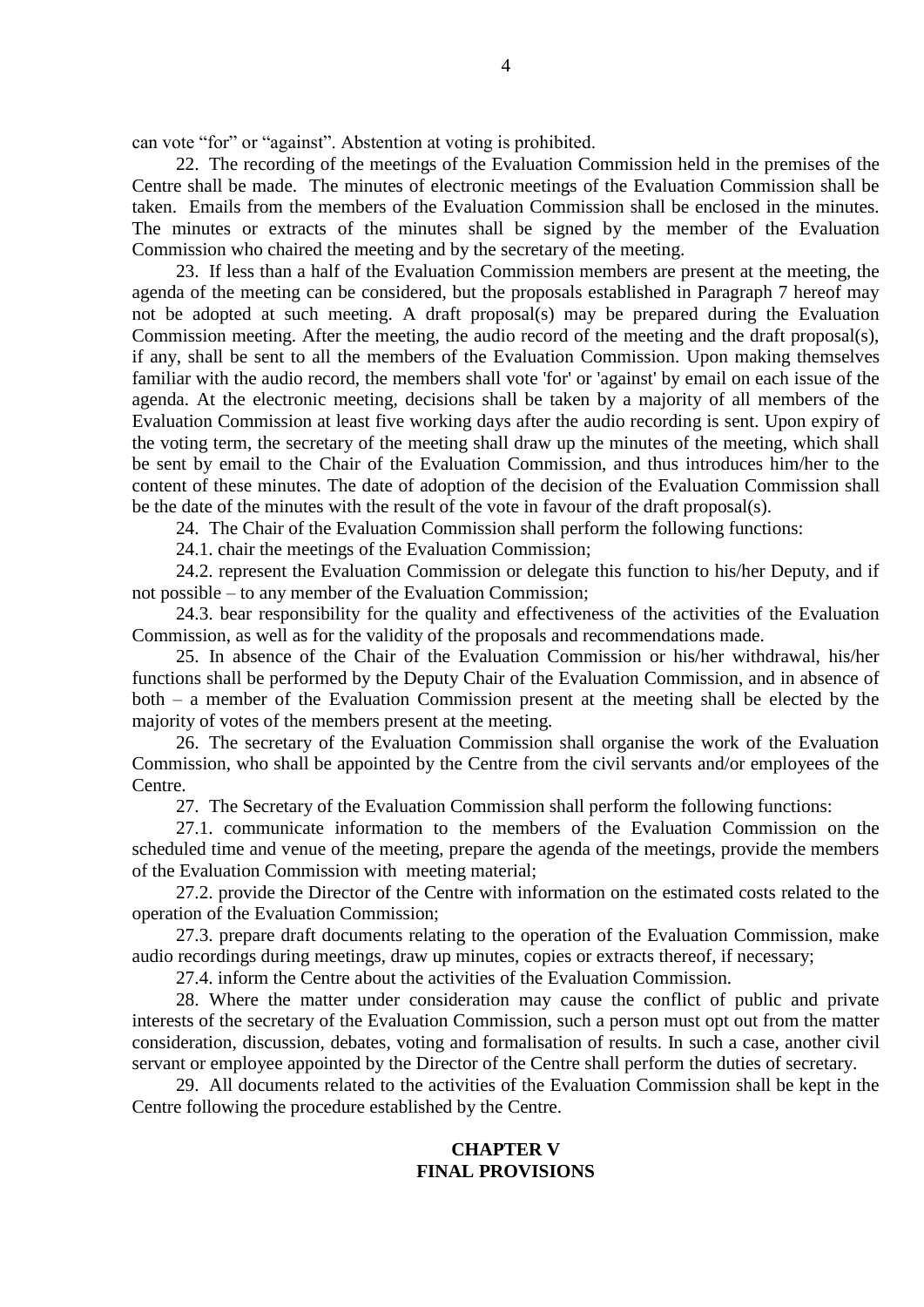can vote "for" or "against". Abstention at voting is prohibited.

22. The recording of the meetings of the Evaluation Commission held in the premises of the Centre shall be made. The minutes of electronic meetings of the Evaluation Commission shall be taken. Emails from the members of the Evaluation Commission shall be enclosed in the minutes. The minutes or extracts of the minutes shall be signed by the member of the Evaluation Commission who chaired the meeting and by the secretary of the meeting.

23. If less than a half of the Evaluation Commission members are present at the meeting, the agenda of the meeting can be considered, but the proposals established in Paragraph 7 hereof may not be adopted at such meeting. A draft proposal(s) may be prepared during the Evaluation Commission meeting. After the meeting, the audio record of the meeting and the draft proposal(s), if any, shall be sent to all the members of the Evaluation Commission. Upon making themselves familiar with the audio record, the members shall vote 'for' or 'against' by email on each issue of the agenda. At the electronic meeting, decisions shall be taken by a majority of all members of the Evaluation Commission at least five working days after the audio recording is sent. Upon expiry of the voting term, the secretary of the meeting shall draw up the minutes of the meeting, which shall be sent by email to the Chair of the Evaluation Commission, and thus introduces him/her to the content of these minutes. The date of adoption of the decision of the Evaluation Commission shall be the date of the minutes with the result of the vote in favour of the draft proposal(s).

24. The Chair of the Evaluation Commission shall perform the following functions:

24.1. chair the meetings of the Evaluation Commission;

24.2. represent the Evaluation Commission or delegate this function to his/her Deputy, and if not possible – to any member of the Evaluation Commission;

24.3. bear responsibility for the quality and effectiveness of the activities of the Evaluation Commission, as well as for the validity of the proposals and recommendations made.

25. In absence of the Chair of the Evaluation Commission or his/her withdrawal, his/her functions shall be performed by the Deputy Chair of the Evaluation Commission, and in absence of both – a member of the Evaluation Commission present at the meeting shall be elected by the majority of votes of the members present at the meeting.

26. The secretary of the Evaluation Commission shall organise the work of the Evaluation Commission, who shall be appointed by the Centre from the civil servants and/or employees of the Centre.

27. The Secretary of the Evaluation Commission shall perform the following functions:

27.1. communicate information to the members of the Evaluation Commission on the scheduled time and venue of the meeting, prepare the agenda of the meetings, provide the members of the Evaluation Commission with meeting material;

27.2. provide the Director of the Centre with information on the estimated costs related to the operation of the Evaluation Commission;

27.3. prepare draft documents relating to the operation of the Evaluation Commission, make audio recordings during meetings, draw up minutes, copies or extracts thereof, if necessary;

27.4. inform the Centre about the activities of the Evaluation Commission.

28. Where the matter under consideration may cause the conflict of public and private interests of the secretary of the Evaluation Commission, such a person must opt out from the matter consideration, discussion, debates, voting and formalisation of results. In such a case, another civil servant or employee appointed by the Director of the Centre shall perform the duties of secretary.

29. All documents related to the activities of the Evaluation Commission shall be kept in the Centre following the procedure established by the Centre.

## CHAPTER V
## FINAL PROVISIONS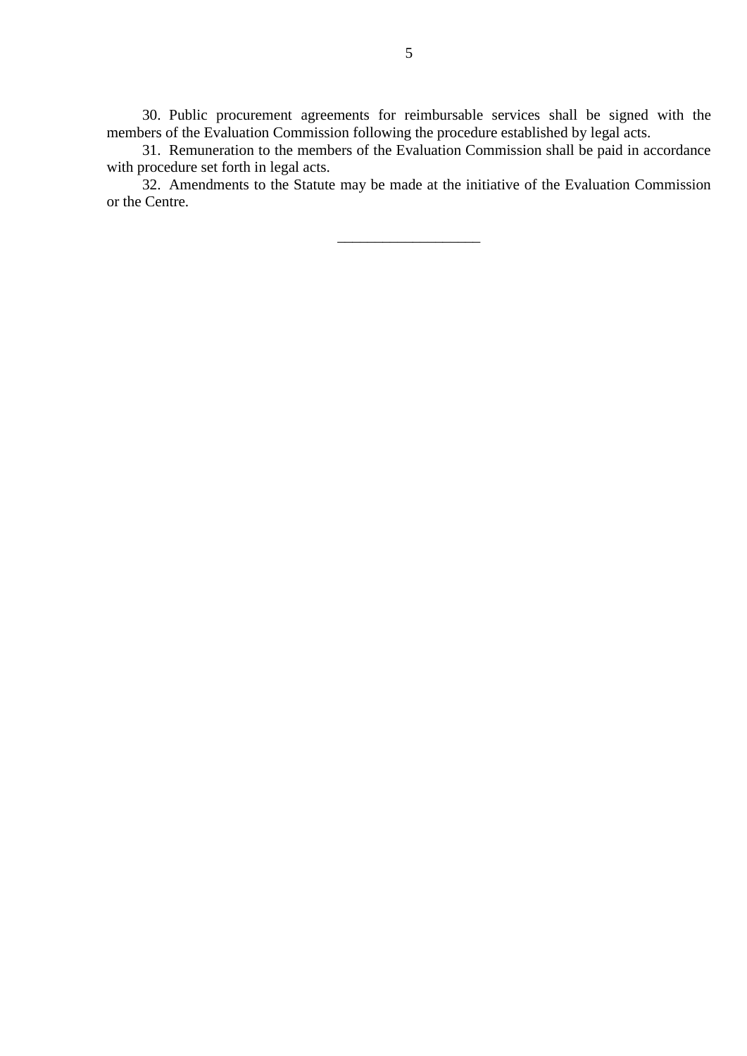30. Public procurement agreements for reimbursable services shall be signed with the members of the Evaluation Commission following the procedure established by legal acts.

31. Remuneration to the members of the Evaluation Commission shall be paid in accordance with procedure set forth in legal acts.

32. Amendments to the Statute may be made at the initiative of the Evaluation Commission or the Centre.

___________________